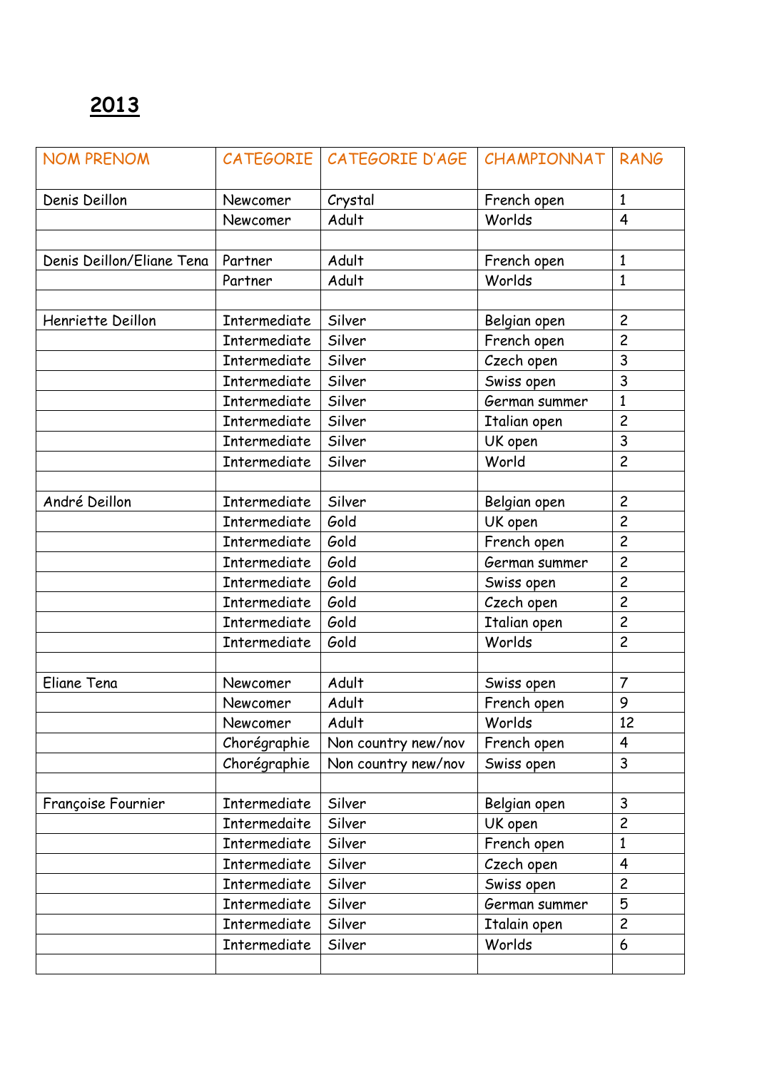# 2013

| NOM PRENOM | CATEGORIE | CATEGORIE D'AGE | CHAMPIONNAT | RANG |
|---|---|---|---|---|
| Denis Deillon | Newcomer | Crystal | French open | 1 |
| | Newcomer | Adult | Worlds | 4 |
| | | | | |
| Denis Deillon/Eliane Tena | Partner | Adult | French open | 1 |
| | Partner | Adult | Worlds | 1 |
| | | | | |
| Henriette Deillon | Intermediate | Silver | Belgian open | 2 |
| | Intermediate | Silver | French open | 2 |
| | Intermediate | Silver | Czech open | 3 |
| | Intermediate | Silver | Swiss open | 3 |
| | Intermediate | Silver | German summer | 1 |
| | Intermediate | Silver | Italian open | 2 |
| | Intermediate | Silver | UK open | 3 |
| | Intermediate | Silver | World | 2 |
| | | | | |
| André Deillon | Intermediate | Silver | Belgian open | 2 |
| | Intermediate | Gold | UK open | 2 |
| | Intermediate | Gold | French open | 2 |
| | Intermediate | Gold | German summer | 2 |
| | Intermediate | Gold | Swiss open | 2 |
| | Intermediate | Gold | Czech open | 2 |
| | Intermediate | Gold | Italian open | 2 |
| | Intermediate | Gold | Worlds | 2 |
| | | | | |
| Eliane Tena | Newcomer | Adult | Swiss open | 7 |
| | Newcomer | Adult | French open | 9 |
| | Newcomer | Adult | Worlds | 12 |
| | Chorégraphie | Non country new/nov | French open | 4 |
| | Chorégraphie | Non country new/nov | Swiss open | 3 |
| | | | | |
| Françoise Fournier | Intermediate | Silver | Belgian open | 3 |
| | Intermedaite | Silver | UK open | 2 |
| | Intermediate | Silver | French open | 1 |
| | Intermediate | Silver | Czech open | 4 |
| | Intermediate | Silver | Swiss open | 2 |
| | Intermediate | Silver | German summer | 5 |
| | Intermediate | Silver | Italain open | 2 |
| | Intermediate | Silver | Worlds | 6 |
| | | | | |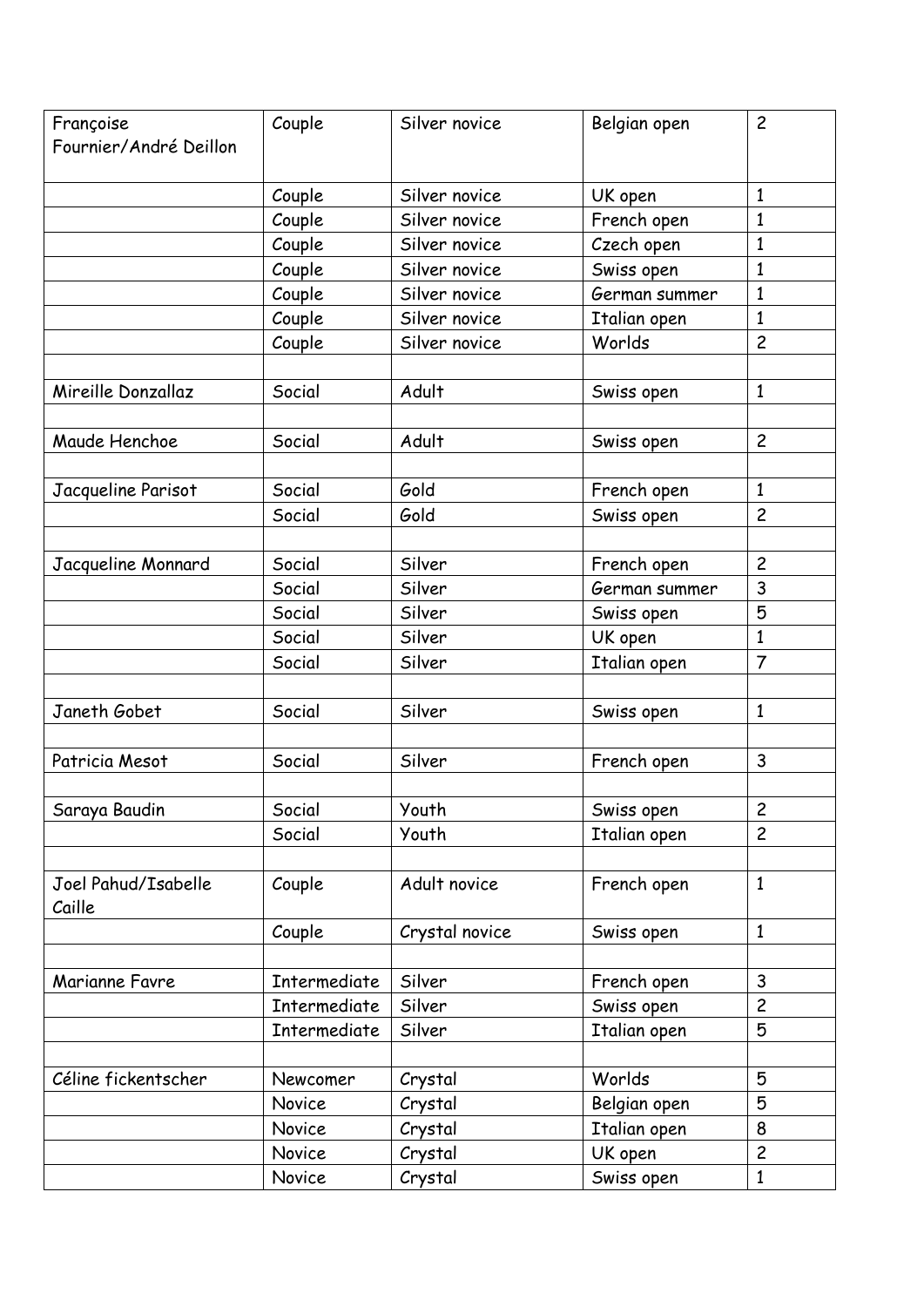| Françoise Fournier/André Deillon | Couple | Silver novice | Belgian open | 2 |
|---|---|---|---|---|
| | Couple | Silver novice | UK open | 1 |
| | Couple | Silver novice | French open | 1 |
| | Couple | Silver novice | Czech open | 1 |
| | Couple | Silver novice | Swiss open | 1 |
| | Couple | Silver novice | German summer | 1 |
| | Couple | Silver novice | Italian open | 1 |
| | Couple | Silver novice | Worlds | 2 |
| | | | | |
| Mireille Donzallaz | Social | Adult | Swiss open | 1 |
| | | | | |
| Maude Henchoe | Social | Adult | Swiss open | 2 |
| | | | | |
| Jacqueline Parisot | Social | Gold | French open | 1 |
| | Social | Gold | Swiss open | 2 |
| | | | | |
| Jacqueline Monnard | Social | Silver | French open | 2 |
| | Social | Silver | German summer | 3 |
| | Social | Silver | Swiss open | 5 |
| | Social | Silver | UK open | 1 |
| | Social | Silver | Italian open | 7 |
| | | | | |
| Janeth Gobet | Social | Silver | Swiss open | 1 |
| | | | | |
| Patricia Mesot | Social | Silver | French open | 3 |
| | | | | |
| Saraya Baudin | Social | Youth | Swiss open | 2 |
| | Social | Youth | Italian open | 2 |
| | | | | |
| Joel Pahud/Isabelle Caille | Couple | Adult novice | French open | 1 |
| | Couple | Crystal novice | Swiss open | 1 |
| | | | | |
| Marianne Favre | Intermediate | Silver | French open | 3 |
| | Intermediate | Silver | Swiss open | 2 |
| | Intermediate | Silver | Italian open | 5 |
| | | | | |
| Céline fickentscher | Newcomer | Crystal | Worlds | 5 |
| | Novice | Crystal | Belgian open | 5 |
| | Novice | Crystal | Italian open | 8 |
| | Novice | Crystal | UK open | 2 |
| | Novice | Crystal | Swiss open | 1 |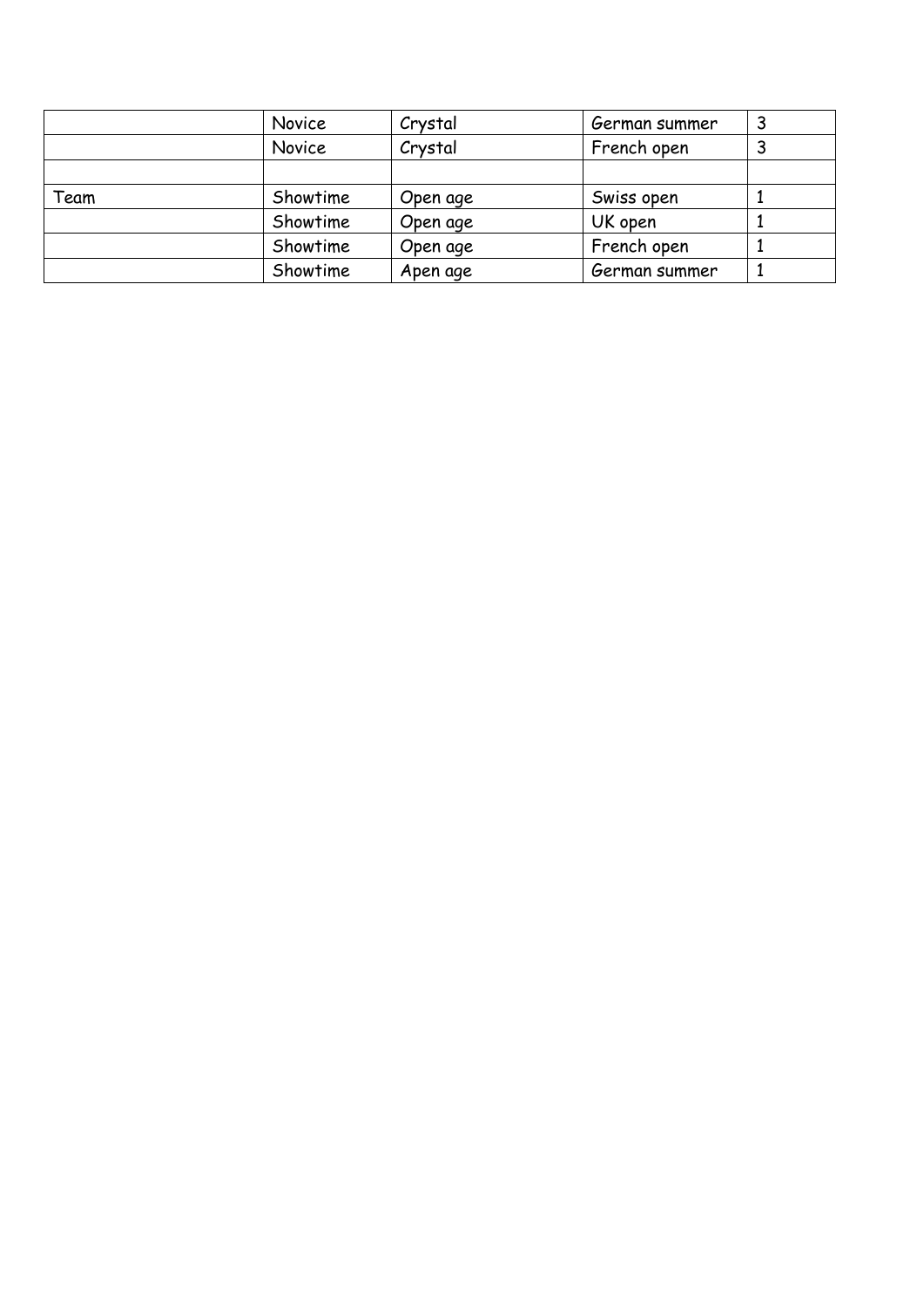| | | | | |
|---|---|---|---|---|
| | Novice | Crystal | German summer | 3 |
| | Novice | Crystal | French open | 3 |
| | | | | |
| Team | Showtime | Open age | Swiss open | 1 |
| | Showtime | Open age | UK open | 1 |
| | Showtime | Open age | French open | 1 |
| | Showtime | Apen age | German summer | 1 |